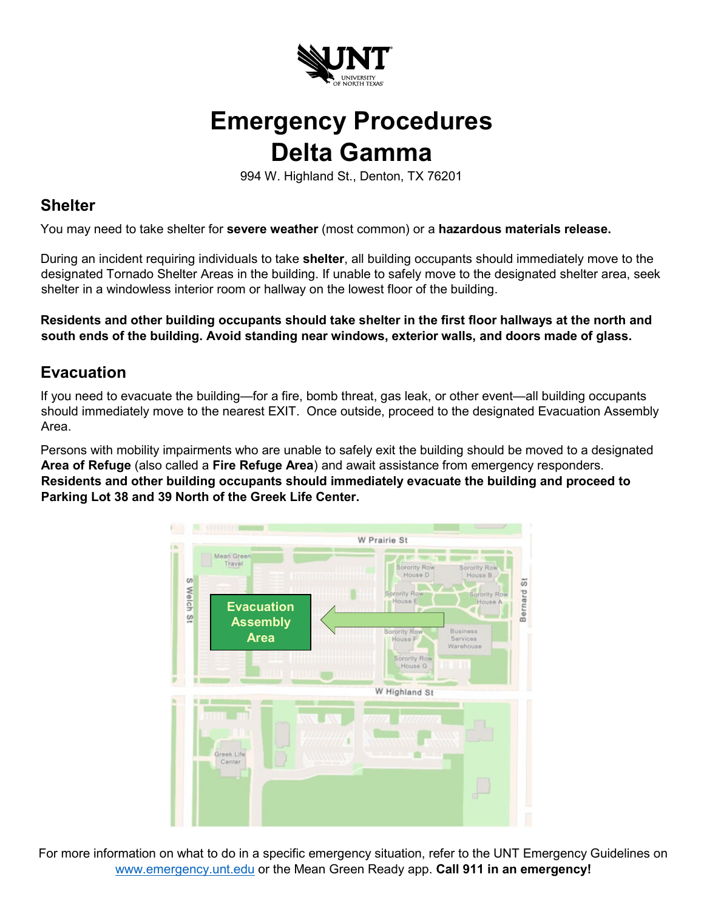# Emergency Procedures
# Delta Gamma

994 W. Highland St., Denton, TX 76201

## Shelter

You may need to take shelter for **severe weather** (most common) or a **hazardous materials release.**

During an incident requiring individuals to take **shelter**, all building occupants should immediately move to the designated Tornado Shelter Areas in the building. If unable to safely move to the designated shelter area, seek shelter in a windowless interior room or hallway on the lowest floor of the building.

**Residents and other building occupants should take shelter in the first floor hallways at the north and south ends of the building. Avoid standing near windows, exterior walls, and doors made of glass.**

## Evacuation

If you need to evacuate the building—for a fire, bomb threat, gas leak, or other event—all building occupants should immediately move to the nearest EXIT. Once outside, proceed to the designated Evacuation Assembly Area.

Persons with mobility impairments who are unable to safely exit the building should be moved to a designated **Area of Refuge** (also called a **Fire Refuge Area**) and await assistance from emergency responders. **Residents and other building occupants should immediately evacuate the building and proceed to Parking Lot 38 and 39 North of the Greek Life Center.**

Evacuation Assembly Area

For more information on what to do in a specific emergency situation, refer to the UNT Emergency Guidelines on [www.emergency.unt.edu](http://www.emergency.unt.edu) or the Mean Green Ready app. **Call 911 in an emergency!**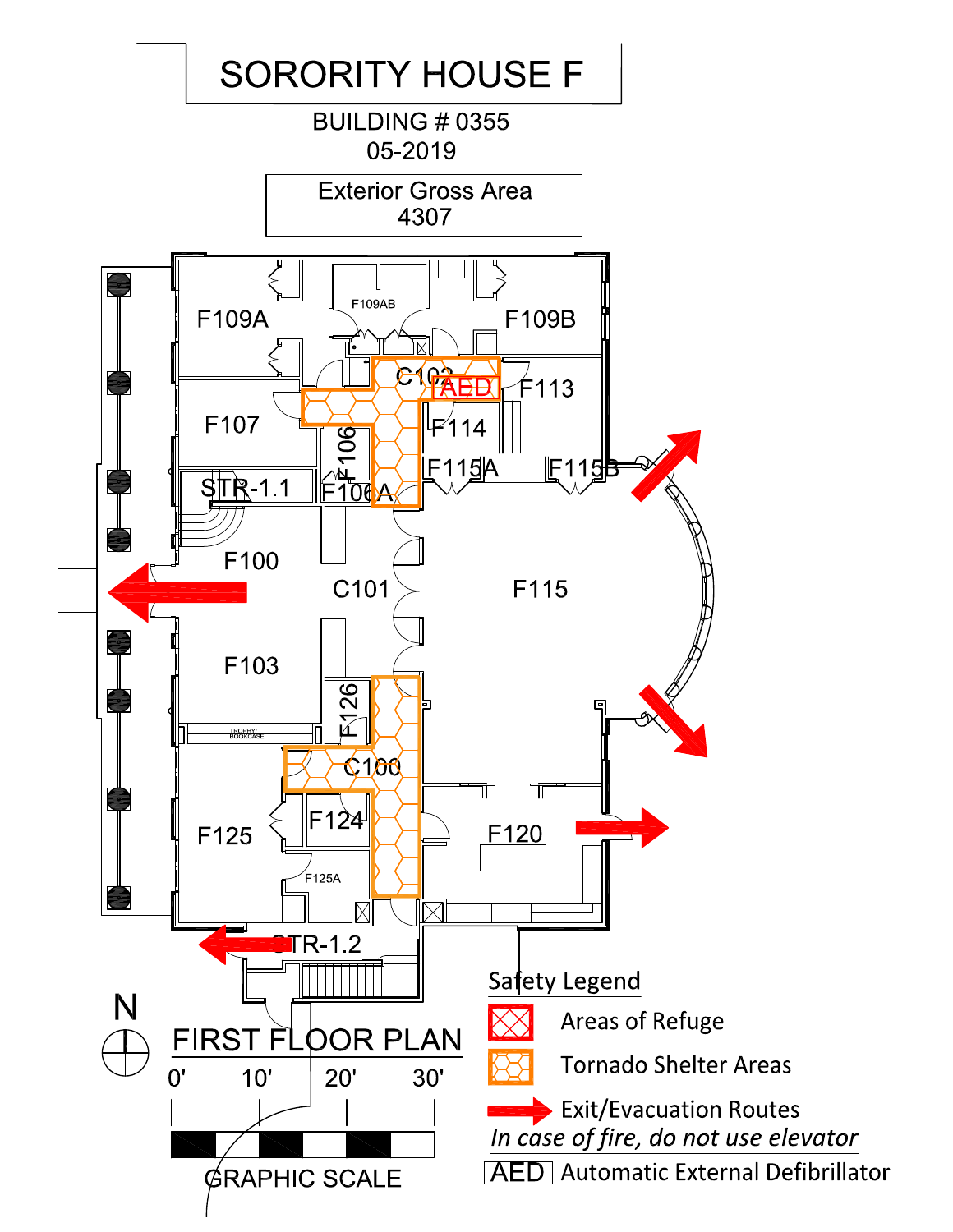# SORORITY HOUSE F

BUILDING # 0355
05-2019

Exterior Gross Area
4307

F109A
F109AB
F109B
C102
AED
F113
F107
F114
F106
STR-1.1
F106A
F115A
F115B
F100
C101
F115
F103
F126
TROPHY/ BOOKCASE
C100
F125
F124
F120
F125A
STR-1.2

N

## FIRST FLOOR PLAN

0' 10' 20' 30'

GRAPHIC SCALE

### Safety Legend

- Areas of Refuge
- Tornado Shelter Areas
- Exit/Evacuation Routes

*In case of fire, do not use elevator*

- AED Automatic External Defibrillator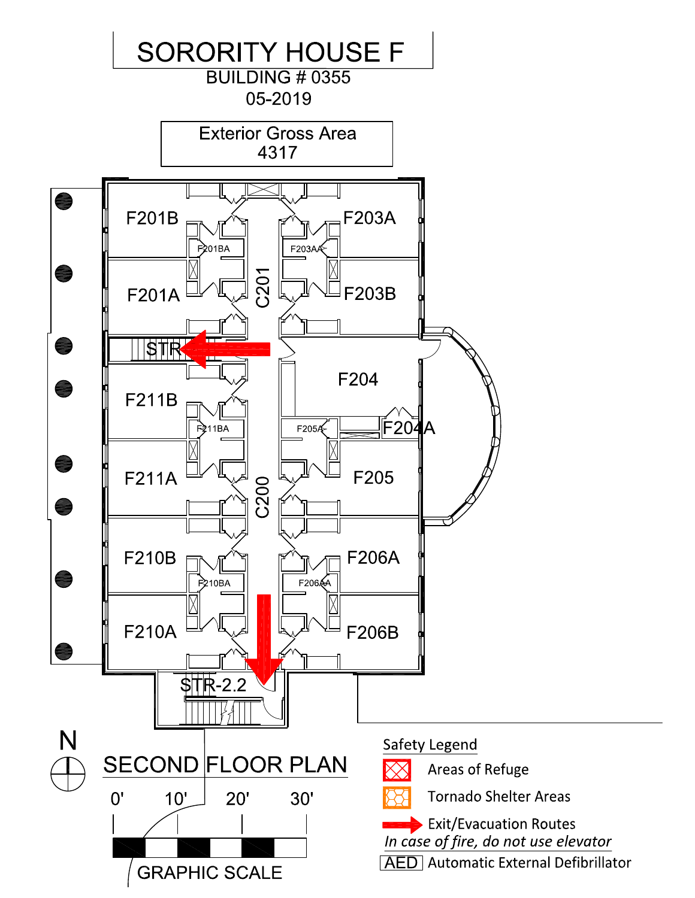# SORORITY HOUSE F

BUILDING # 0355

05-2019

Exterior Gross Area
4317

F201B
F201BA
F201A
F203A
F203AA
F203B
C201
STR
F204
F204A
F211B
F211BA
F211A
F205A
F205
C200
F210B
F210BA
F210A
F206A
F206AA
F206B
STR-2.2

N

## SECOND FLOOR PLAN

0'
10'
20'
30'

GRAPHIC SCALE

**Safety Legend**

- Areas of Refuge
- Tornado Shelter Areas
- Exit/Evacuation Routes

*In case of fire, do not use elevator*

AED Automatic External Defibrillator